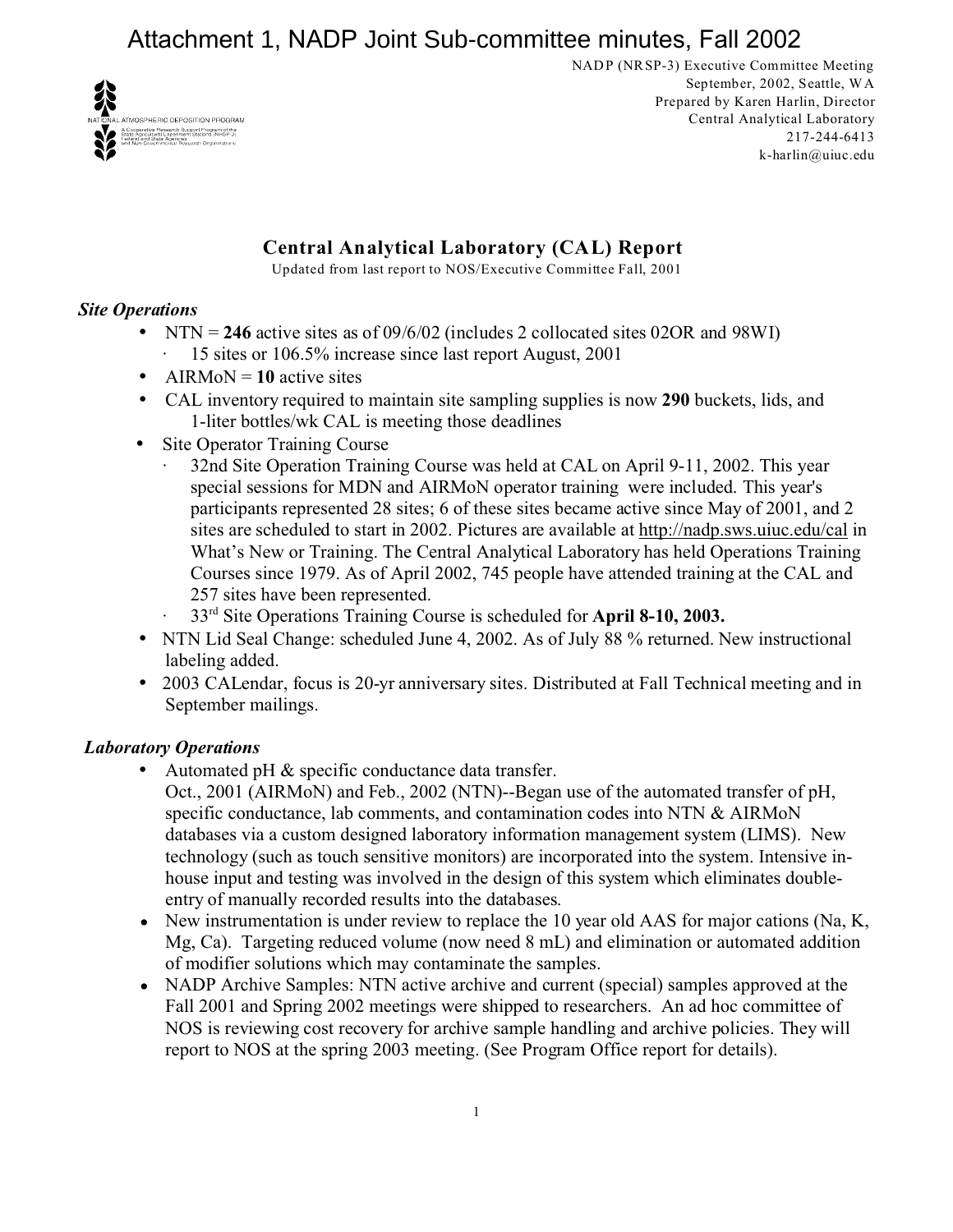# Attachment 1, NADP Joint Sub-committee minutes, Fall 2002

NADP (NRSP-3) Executive Committee Meeting
September, 2002, Seattle, WA
Prepared by Karen Harlin, Director
Central Analytical Laboratory
217-244-6413
k-harlin@uiuc.edu

## Central Analytical Laboratory (CAL) Report

Updated from last report to NOS/Executive Committee Fall, 2001

### *Site Operations*

- NTN = **246** active sites as of 09/6/02 (includes 2 collocated sites 02OR and 98WI)
  - 15 sites or 106.5% increase since last report August, 2001
- AIRMoN = **10** active sites
- CAL inventory required to maintain site sampling supplies is now **290** buckets, lids, and 1-liter bottles/wk CAL is meeting those deadlines
- Site Operator Training Course
  - 32nd Site Operation Training Course was held at CAL on April 9-11, 2002. This year special sessions for MDN and AIRMoN operator training were included. This year's participants represented 28 sites; 6 of these sites became active since May of 2001, and 2 sites are scheduled to start in 2002. Pictures are available at http://nadp.sws.uiuc.edu/cal in What's New or Training. The Central Analytical Laboratory has held Operations Training Courses since 1979. As of April 2002, 745 people have attended training at the CAL and 257 sites have been represented.
  - 33rd Site Operations Training Course is scheduled for **April 8-10, 2003.**
- NTN Lid Seal Change: scheduled June 4, 2002. As of July 88 % returned. New instructional labeling added.
- 2003 CALendar, focus is 20-yr anniversary sites. Distributed at Fall Technical meeting and in September mailings.

### *Laboratory Operations*

- Automated pH & specific conductance data transfer.
  Oct., 2001 (AIRMoN) and Feb., 2002 (NTN)--Began use of the automated transfer of pH, specific conductance, lab comments, and contamination codes into NTN & AIRMoN databases via a custom designed laboratory information management system (LIMS). New technology (such as touch sensitive monitors) are incorporated into the system. Intensive in-house input and testing was involved in the design of this system which eliminates double-entry of manually recorded results into the databases.
- New instrumentation is under review to replace the 10 year old AAS for major cations (Na, K, Mg, Ca). Targeting reduced volume (now need 8 mL) and elimination or automated addition of modifier solutions which may contaminate the samples.
- NADP Archive Samples: NTN active archive and current (special) samples approved at the Fall 2001 and Spring 2002 meetings were shipped to researchers. An ad hoc committee of NOS is reviewing cost recovery for archive sample handling and archive policies. They will report to NOS at the spring 2003 meeting. (See Program Office report for details).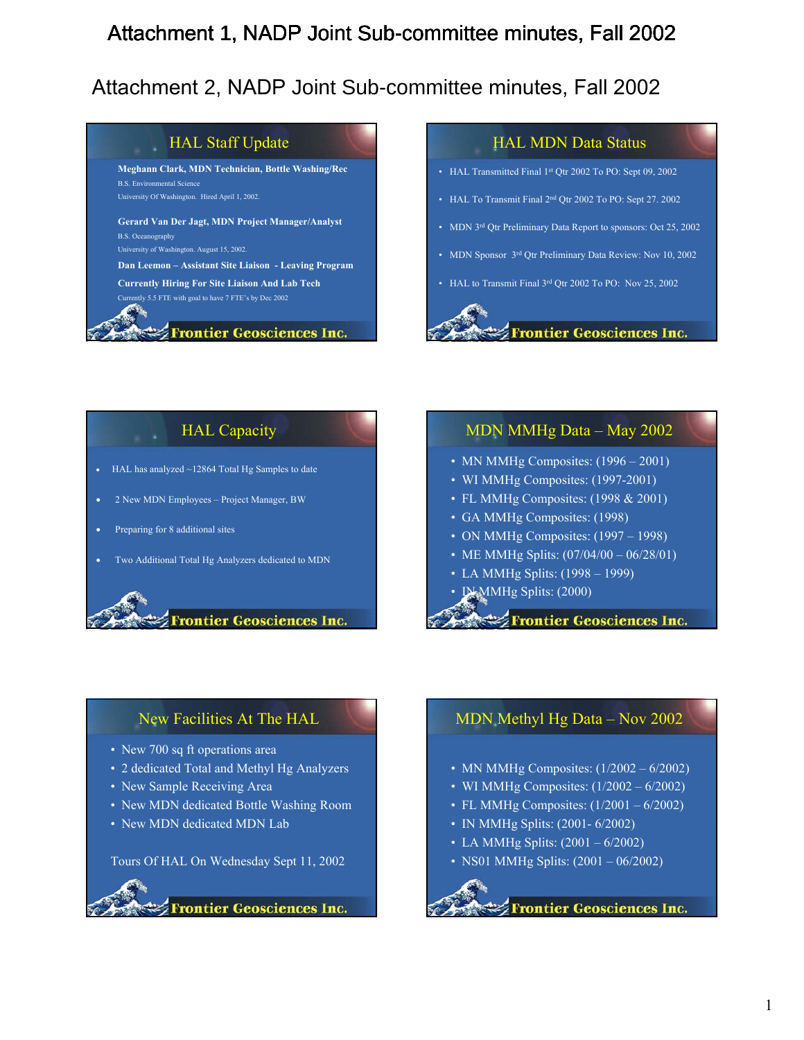# Attachment 1, NADP Joint Sub-committee minutes, Fall 2002

## Attachment 2, NADP Joint Sub-committee minutes, Fall 2002

### HAL Staff Update

**Meghann Clark, MDN Technician, Bottle Washing/Rec**
B.S. Environmental Science
University Of Washington. Hired April 1, 2002.

**Gerard Van Der Jagt, MDN Project Manager/Analyst**
B.S. Oceanography
University of Washington. August 15, 2002.

**Dan Leemon – Assistant Site Liaison - Leaving Program**

**Currently Hiring For Site Liaison And Lab Tech**
Currently 5.5 FTE with goal to have 7 FTE's by Dec 2002

Frontier Geosciences Inc.

### HAL MDN Data Status

- HAL Transmitted Final 1st Qtr 2002 To PO: Sept 09, 2002
- HAL To Transmit Final 2nd Qtr 2002 To PO: Sept 27. 2002
- MDN 3rd Qtr Preliminary Data Report to sponsors: Oct 25, 2002
- MDN Sponsor 3rd Qtr Preliminary Data Review: Nov 10, 2002
- HAL to Transmit Final 3rd Qtr 2002 To PO: Nov 25, 2002

Frontier Geosciences Inc.

### HAL Capacity

- HAL has analyzed ~12864 Total Hg Samples to date
- 2 New MDN Employees – Project Manager, BW
- Preparing for 8 additional sites
- Two Additional Total Hg Analyzers dedicated to MDN

Frontier Geosciences Inc.

### MDN MMHg Data – May 2002

- MN MMHg Composites: (1996 – 2001)
- WI MMHg Composites: (1997-2001)
- FL MMHg Composites: (1998 & 2001)
- GA MMHg Composites: (1998)
- ON MMHg Composites: (1997 – 1998)
- ME MMHg Splits: (07/04/00 – 06/28/01)
- LA MMHg Splits: (1998 – 1999)
- IN MMHg Splits: (2000)

Frontier Geosciences Inc.

### New Facilities At The HAL

- New 700 sq ft operations area
- 2 dedicated Total and Methyl Hg Analyzers
- New Sample Receiving Area
- New MDN dedicated Bottle Washing Room
- New MDN dedicated MDN Lab

Tours Of HAL On Wednesday Sept 11, 2002

Frontier Geosciences Inc.

### MDN Methyl Hg Data – Nov 2002

- MN MMHg Composites: (1/2002 – 6/2002)
- WI MMHg Composites: (1/2002 – 6/2002)
- FL MMHg Composites: (1/2001 – 6/2002)
- IN MMHg Splits: (2001- 6/2002)
- LA MMHg Splits: (2001 – 6/2002)
- NS01 MMHg Splits: (2001 – 06/2002)

Frontier Geosciences Inc.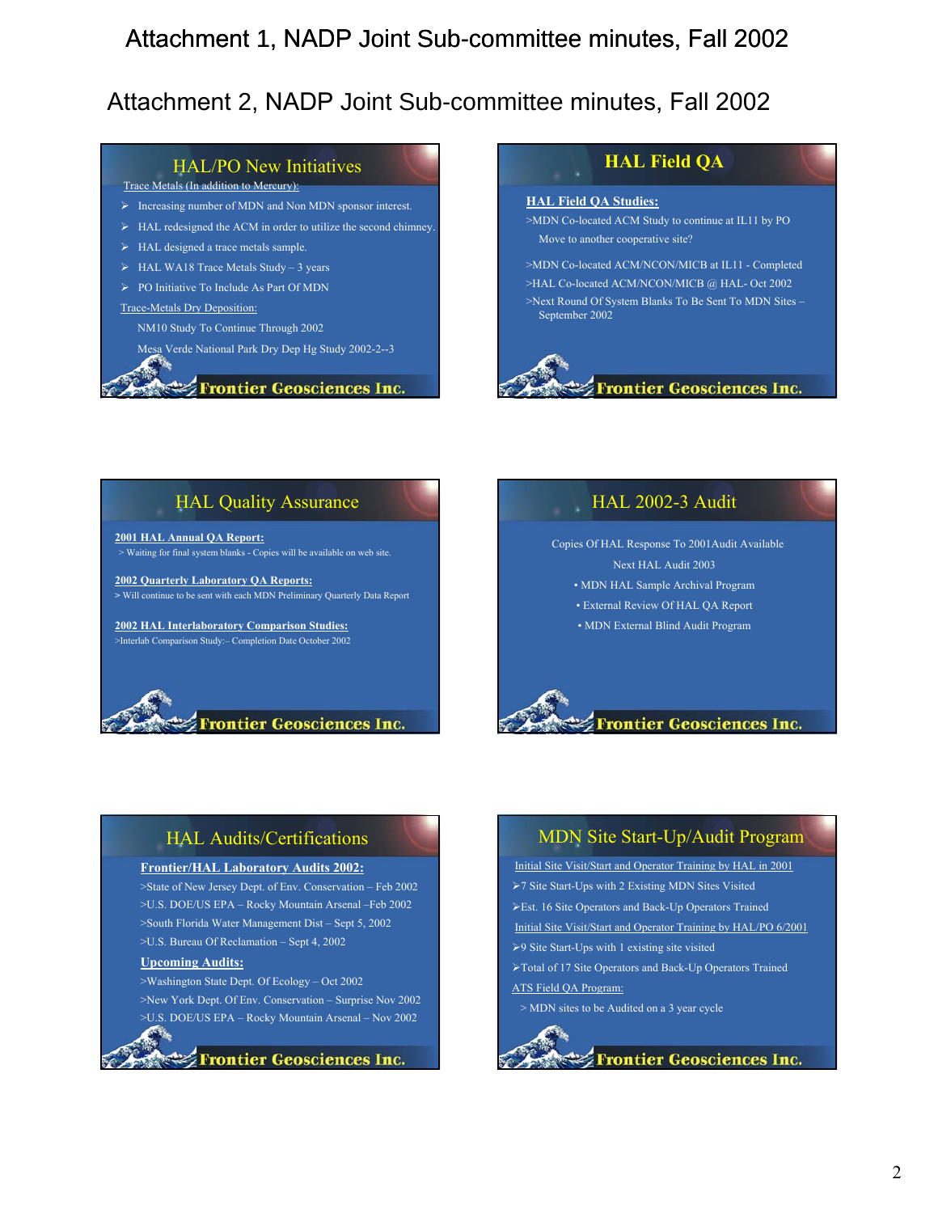Attachment 1, NADP Joint Sub-committee minutes, Fall 2002

Attachment 2, NADP Joint Sub-committee minutes, Fall 2002

## HAL/PO New Initiatives

Trace Metals (In addition to Mercury):

- Increasing number of MDN and Non MDN sponsor interest.
- HAL redesigned the ACM in order to utilize the second chimney.
- HAL designed a trace metals sample.
- HAL WA18 Trace Metals Study – 3 years
- PO Initiative To Include As Part Of MDN

Trace-Metals Dry Deposition:

NM10 Study To Continue Through 2002

Mesa Verde National Park Dry Dep Hg Study 2002-2--3

Frontier Geosciences Inc.

## HAL Field QA

**HAL Field QA Studies:**

>MDN Co-located ACM Study to continue at IL11 by PO Move to another cooperative site?

>MDN Co-located ACM/NCON/MICB at IL11 - Completed

>HAL Co-located ACM/NCON/MICB @ HAL- Oct 2002

>Next Round Of System Blanks To Be Sent To MDN Sites – September 2002

Frontier Geosciences Inc.

## HAL Quality Assurance

**2001 HAL Annual QA Report:**

> Waiting for final system blanks - Copies will be available on web site.

**2002 Quarterly Laboratory QA Reports:**

> Will continue to be sent with each MDN Preliminary Quarterly Data Report

**2002 HAL Interlaboratory Comparison Studies:**

>Interlab Comparison Study:– Completion Date October 2002

Frontier Geosciences Inc.

## HAL 2002-3 Audit

Copies Of HAL Response To 2001Audit Available

Next HAL Audit 2003

- MDN HAL Sample Archival Program
- External Review Of HAL QA Report
- MDN External Blind Audit Program

Frontier Geosciences Inc.

## HAL Audits/Certifications

**Frontier/HAL Laboratory Audits 2002:**

>State of New Jersey Dept. of Env. Conservation – Feb 2002

>U.S. DOE/US EPA – Rocky Mountain Arsenal –Feb 2002

>South Florida Water Management Dist – Sept 5, 2002

>U.S. Bureau Of Reclamation – Sept 4, 2002

**Upcoming Audits:**

>Washington State Dept. Of Ecology – Oct 2002

>New York Dept. Of Env. Conservation – Surprise Nov 2002

>U.S. DOE/US EPA – Rocky Mountain Arsenal – Nov 2002

Frontier Geosciences Inc.

## MDN Site Start-Up/Audit Program

Initial Site Visit/Start and Operator Training by HAL in 2001

- 7 Site Start-Ups with 2 Existing MDN Sites Visited
- Est. 16 Site Operators and Back-Up Operators Trained

Initial Site Visit/Start and Operator Training by HAL/PO 6/2001

- 9 Site Start-Ups with 1 existing site visited
- Total of 17 Site Operators and Back-Up Operators Trained

ATS Field QA Program:

> MDN sites to be Audited on a 3 year cycle

Frontier Geosciences Inc.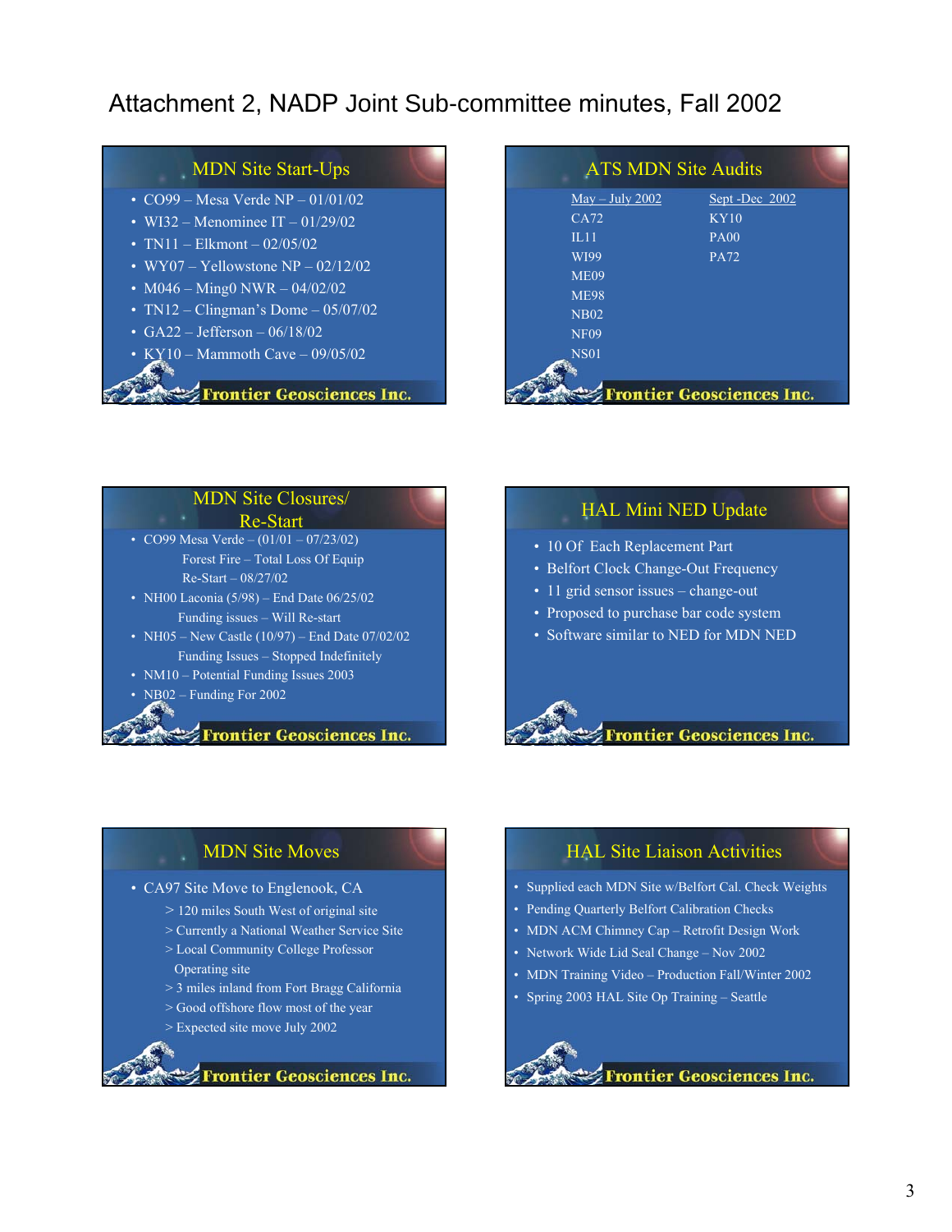# Attachment 2, NADP Joint Sub-committee minutes, Fall 2002

## MDN Site Start-Ups

- CO99 – Mesa Verde NP – 01/01/02
- WI32 – Menominee IT – 01/29/02
- TN11 – Elkmont – 02/05/02
- WY07 – Yellowstone NP – 02/12/02
- M046 – Ming0 NWR – 04/02/02
- TN12 – Clingman's Dome – 05/07/02
- GA22 – Jefferson – 06/18/02
- KY10 – Mammoth Cave – 09/05/02

**Frontier Geosciences Inc.**

## ATS MDN Site Audits

| May – July 2002 | Sept -Dec 2002 |
|---|---|
| CA72 | KY10 |
| IL11 | PA00 |
| WI99 | PA72 |
| ME09 | |
| ME98 | |
| NB02 | |
| NF09 | |
| NS01 | |

**Frontier Geosciences Inc.**

## MDN Site Closures/ Re-Start

- CO99 Mesa Verde – (01/01 – 07/23/02)
  Forest Fire – Total Loss Of Equip
  Re-Start – 08/27/02
- NH00 Laconia (5/98) – End Date 06/25/02
  Funding issues – Will Re-start
- NH05 – New Castle (10/97) – End Date 07/02/02
  Funding Issues – Stopped Indefinitely
- NM10 – Potential Funding Issues 2003
- NB02 – Funding For 2002

**Frontier Geosciences Inc.**

## HAL Mini NED Update

- 10 Of Each Replacement Part
- Belfort Clock Change-Out Frequency
- 11 grid sensor issues – change-out
- Proposed to purchase bar code system
- Software similar to NED for MDN NED

**Frontier Geosciences Inc.**

## MDN Site Moves

- CA97 Site Move to Englenook, CA
  - > 120 miles South West of original site
  - > Currently a National Weather Service Site
  - > Local Community College Professor Operating site
  - > 3 miles inland from Fort Bragg California
  - > Good offshore flow most of the year
  - > Expected site move July 2002

**Frontier Geosciences Inc.**

## HAL Site Liaison Activities

- Supplied each MDN Site w/Belfort Cal. Check Weights
- Pending Quarterly Belfort Calibration Checks
- MDN ACM Chimney Cap – Retrofit Design Work
- Network Wide Lid Seal Change – Nov 2002
- MDN Training Video – Production Fall/Winter 2002
- Spring 2003 HAL Site Op Training – Seattle

**Frontier Geosciences Inc.**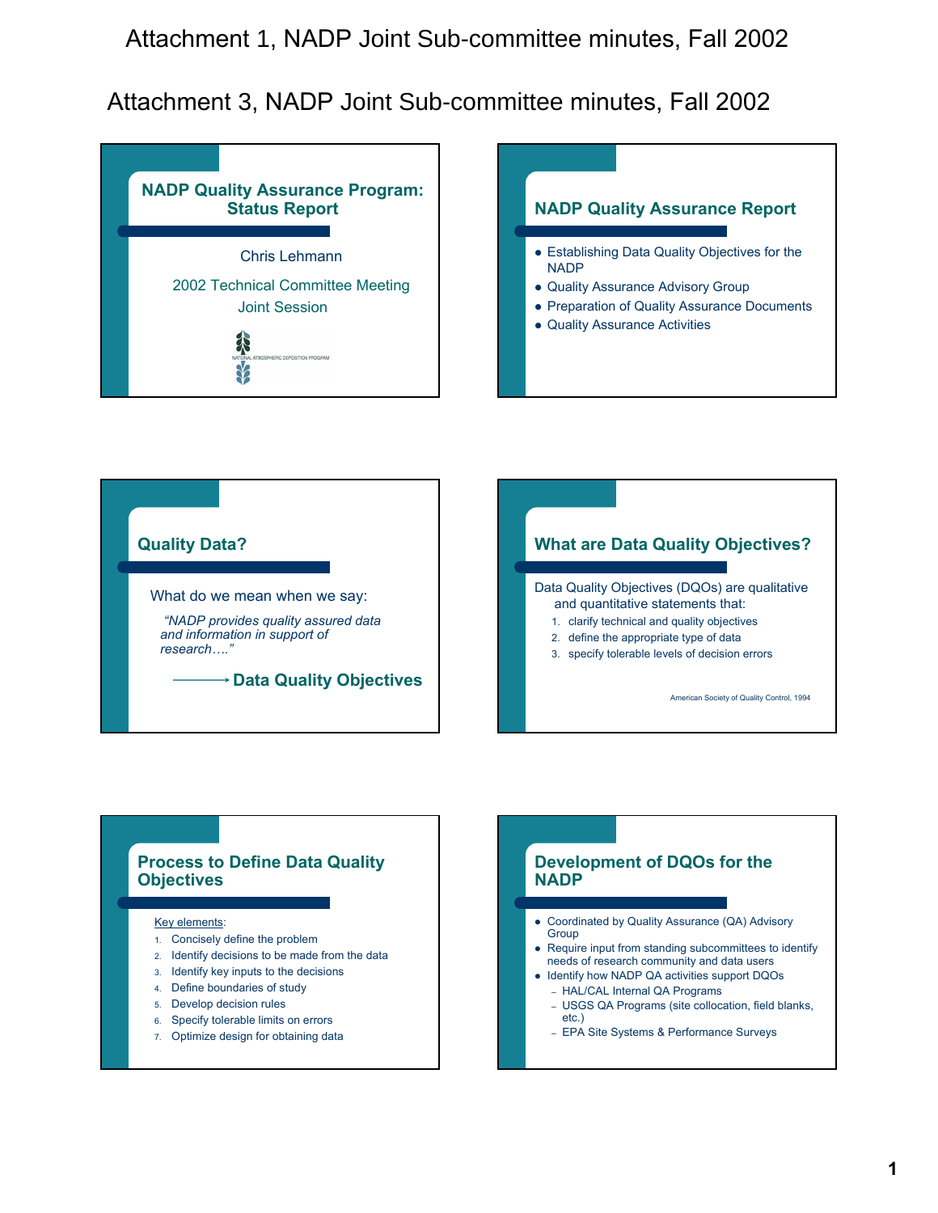Attachment 1, NADP Joint Sub-committee minutes, Fall 2002

Attachment 3, NADP Joint Sub-committee minutes, Fall 2002

## NADP Quality Assurance Program: Status Report

Chris Lehmann

2002 Technical Committee Meeting

Joint Session

NATIONAL ATMOSPHERIC DEPOSITION PROGRAM

## NADP Quality Assurance Report

- Establishing Data Quality Objectives for the NADP
- Quality Assurance Advisory Group
- Preparation of Quality Assurance Documents
- Quality Assurance Activities

## Quality Data?

What do we mean when we say:

*"NADP provides quality assured data and information in support of research…."*

⟶ **Data Quality Objectives**

## What are Data Quality Objectives?

Data Quality Objectives (DQOs) are qualitative and quantitative statements that:

1. clarify technical and quality objectives
2. define the appropriate type of data
3. specify tolerable levels of decision errors

American Society of Quality Control, 1994

## Process to Define Data Quality Objectives

Key elements:

1. Concisely define the problem
2. Identify decisions to be made from the data
3. Identify key inputs to the decisions
4. Define boundaries of study
5. Develop decision rules
6. Specify tolerable limits on errors
7. Optimize design for obtaining data

## Development of DQOs for the NADP

- Coordinated by Quality Assurance (QA) Advisory Group
- Require input from standing subcommittees to identify needs of research community and data users
- Identify how NADP QA activities support DQOs
  - HAL/CAL Internal QA Programs
  - USGS QA Programs (site collocation, field blanks, etc.)
  - EPA Site Systems & Performance Surveys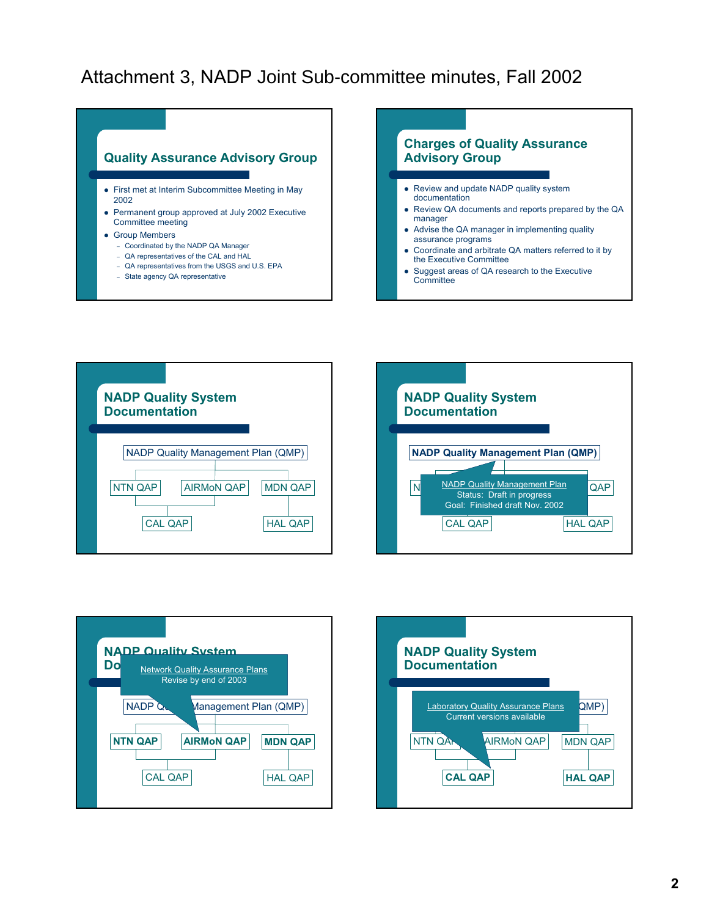# Attachment 3, NADP Joint Sub-committee minutes, Fall 2002

## Quality Assurance Advisory Group

- First met at Interim Subcommittee Meeting in May 2002
- Permanent group approved at July 2002 Executive Committee meeting
- Group Members
  - Coordinated by the NADP QA Manager
  - QA representatives of the CAL and HAL
  - QA representatives from the USGS and U.S. EPA
  - State agency QA representative

## Charges of Quality Assurance Advisory Group

- Review and update NADP quality system documentation
- Review QA documents and reports prepared by the QA manager
- Advise the QA manager in implementing quality assurance programs
- Coordinate and arbitrate QA matters referred to it by the Executive Committee
- Suggest areas of QA research to the Executive Committee

## NADP Quality System Documentation

NADP Quality Management Plan (QMP)

- NTN QAP
- AIRMoN QAP
- MDN QAP
- CAL QAP
- HAL QAP

## NADP Quality System Documentation

**NADP Quality Management Plan (QMP)**

NADP Quality Management Plan
Status: Draft in progress
Goal: Finished draft Nov. 2002

## NADP Quality System Documentation

Network Quality Assurance Plans
Revise by end of 2003

- **NTN QAP**
- **AIRMoN QAP**
- **MDN QAP**

## NADP Quality System Documentation

Laboratory Quality Assurance Plans
Current versions available

- **CAL QAP**
- **HAL QAP**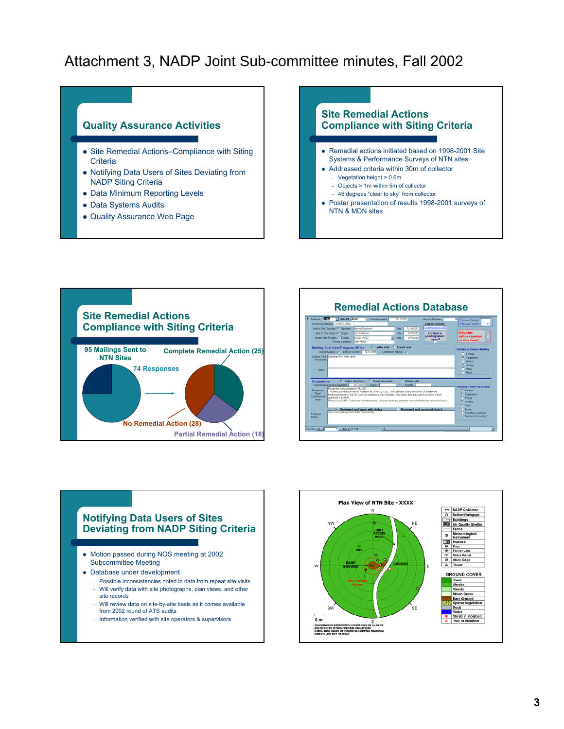# Attachment 3, NADP Joint Sub-committee minutes, Fall 2002

## Quality Assurance Activities

- Site Remedial Actions–Compliance with Siting Criteria
- Notifying Data Users of Sites Deviating from NADP Siting Criteria
- Data Minimum Reporting Levels
- Data Systems Audits
- Quality Assurance Web Page

## Site Remedial Actions Compliance with Siting Criteria

- Remedial actions initiated based on 1998-2001 Site Systems & Performance Surveys of NTN sites
- Addressed criteria within 30m of collector
  - Vegetation height > 0.6m
  - Objects > 1m within 5m of collector
  - 45 degrees "clear to sky" from collector
- Poster presentation of results 1998-2001 surveys of NTN & MDN sites

## Site Remedial Actions Compliance with Siting Criteria

95 Mailings Sent to NTN Sites

74 Responses

Complete Remedial Action (25)

No Remedial Action (28)

Partial Remedial Action (18)

## Remedial Actions Database

## Notifying Data Users of Sites Deviating from NADP Siting Criteria

- Motion passed during NOS meeting at 2002 Subcommittee Meeting
- Database under development
  - Possible inconsistencies noted in data from repeat site visits
  - Will verify data with site photographs, plan views, and other site records
  - Will review data on site-by-site basis as it comes available from 2002 round of ATS audits
  - Information verified with site operators & supervisors

Plan View of NTN Site - XXXX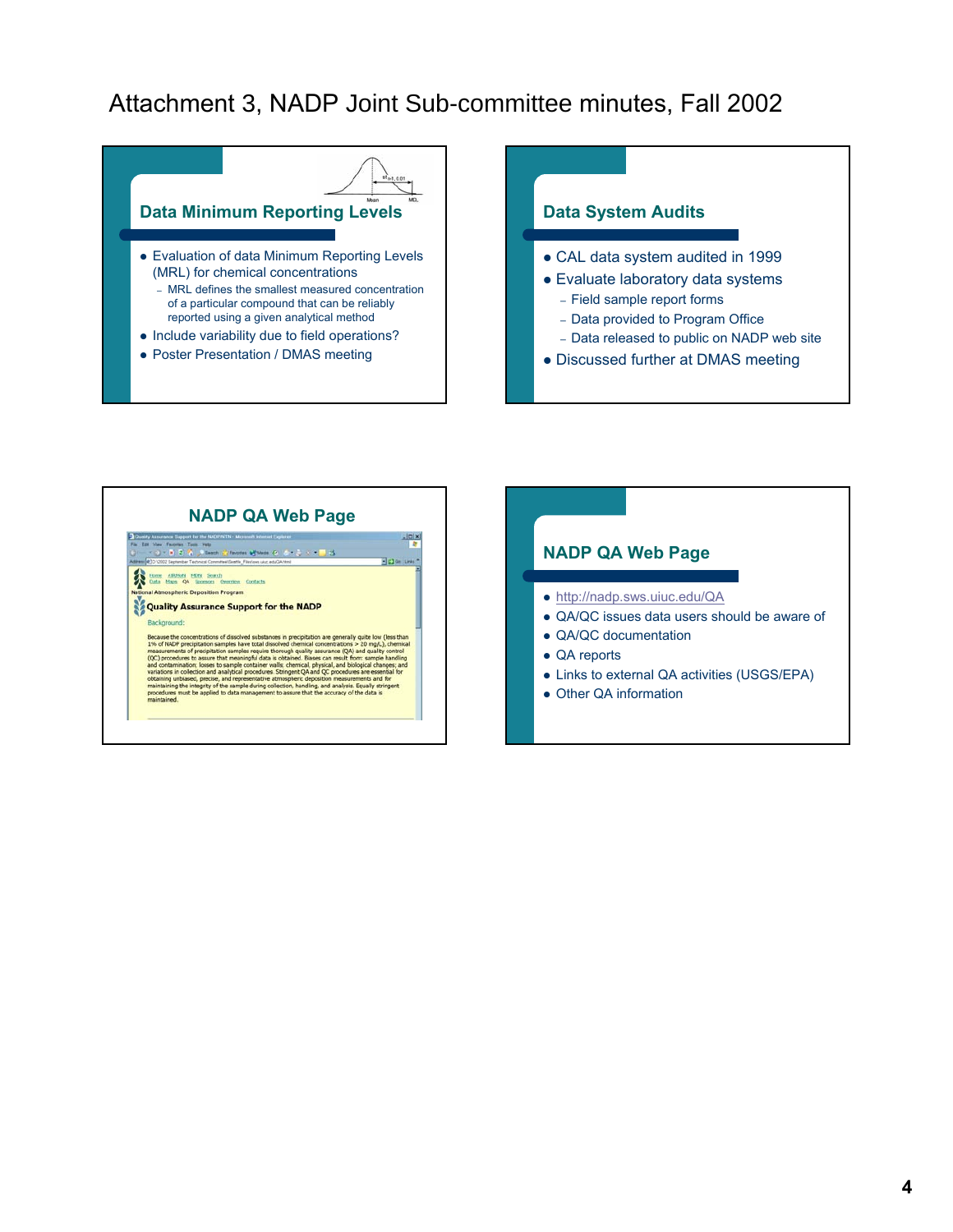# Attachment 3, NADP Joint Sub-committee minutes, Fall 2002

## Data Minimum Reporting Levels

- Evaluation of data Minimum Reporting Levels (MRL) for chemical concentrations
  - MRL defines the smallest measured concentration of a particular compound that can be reliably reported using a given analytical method
- Include variability due to field operations?
- Poster Presentation / DMAS meeting

## Data System Audits

- CAL data system audited in 1999
- Evaluate laboratory data systems
  - Field sample report forms
  - Data provided to Program Office
  - Data released to public on NADP web site
- Discussed further at DMAS meeting

## NADP QA Web Page

Quality Assurance Support for the NADP

Background:

Because the concentrations of dissolved substances in precipitation are generally quite low (less than 1% of NADP precipitation samples have total dissolved chemical concentrations > 20 mg/L), chemical measurements of precipitation samples require thorough quality assurance (QA) and quality control (QC) procedures to assure that meaningful data is obtained. Biases can result from: sample handling and contamination; losses to sample container walls; chemical, physical, and biological changes; and variations in collection and analytical procedures. Stringent QA and QC procedures are essential for obtaining unbiased, precise, and representative atmospheric deposition measurements and for maintaining the integrity of the sample during collection, handling, and analysis. Equally stringent procedures must be applied to data management to assure that the accuracy of the data is maintained.

## NADP QA Web Page

- http://nadp.sws.uiuc.edu/QA
- QA/QC issues data users should be aware of
- QA/QC documentation
- QA reports
- Links to external QA activities (USGS/EPA)
- Other QA information